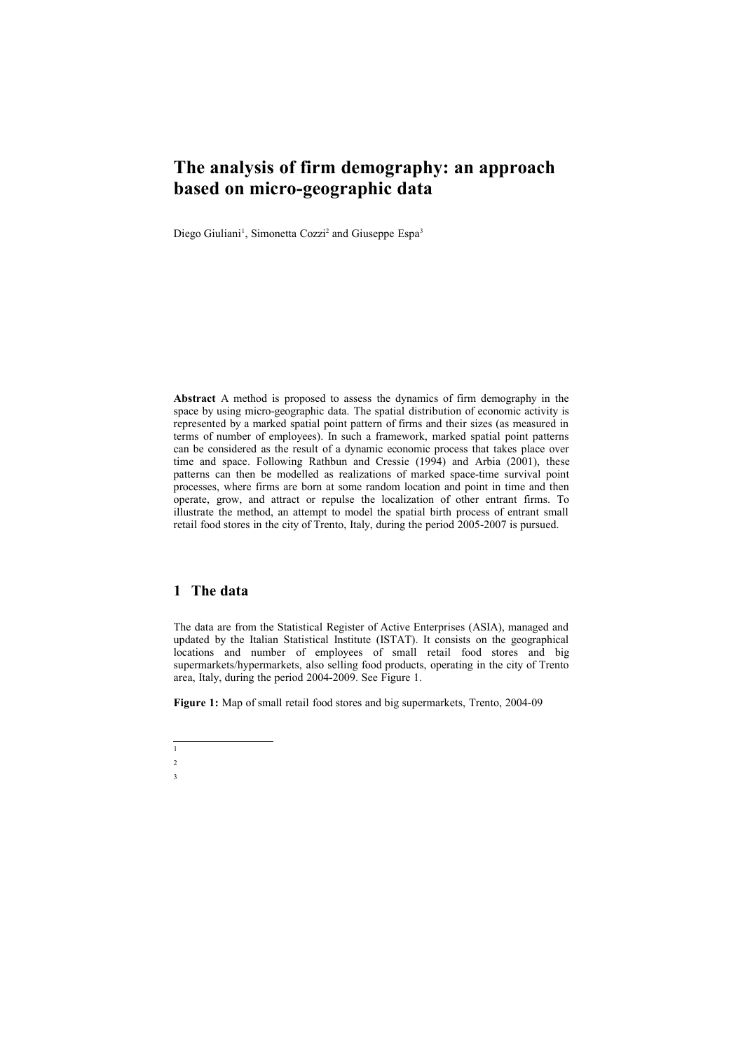# The analysis of firm demography: an approach based on micro-geographic data

Diego Giuliani[1], Simonetta Cozzi[2] and Giuseppe Espa[3]

**Abstract** A method is proposed to assess the dynamics of firm demography in the space by using micro-geographic data. The spatial distribution of economic activity is represented by a marked spatial point pattern of firms and their sizes (as measured in terms of number of employees). In such a framework, marked spatial point patterns can be considered as the result of a dynamic economic process that takes place over time and space. Following Rathbun and Cressie (1994) and Arbia (2001), these patterns can then be modelled as realizations of marked space-time survival point processes, where firms are born at some random location and point in time and then operate, grow, and attract or repulse the localization of other entrant firms. To illustrate the method, an attempt to model the spatial birth process of entrant small retail food stores in the city of Trento, Italy, during the period 2005-2007 is pursued.

## 1 The data

The data are from the Statistical Register of Active Enterprises (ASIA), managed and updated by the Italian Statistical Institute (ISTAT). It consists on the geographical locations and number of employees of small retail food stores and big supermarkets/hypermarkets, also selling food products, operating in the city of Trento area, Italy, during the period 2004-2009. See Figure 1.

**Figure 1:** Map of small retail food stores and big supermarkets, Trento, 2004-09

[1]

[2]

[3]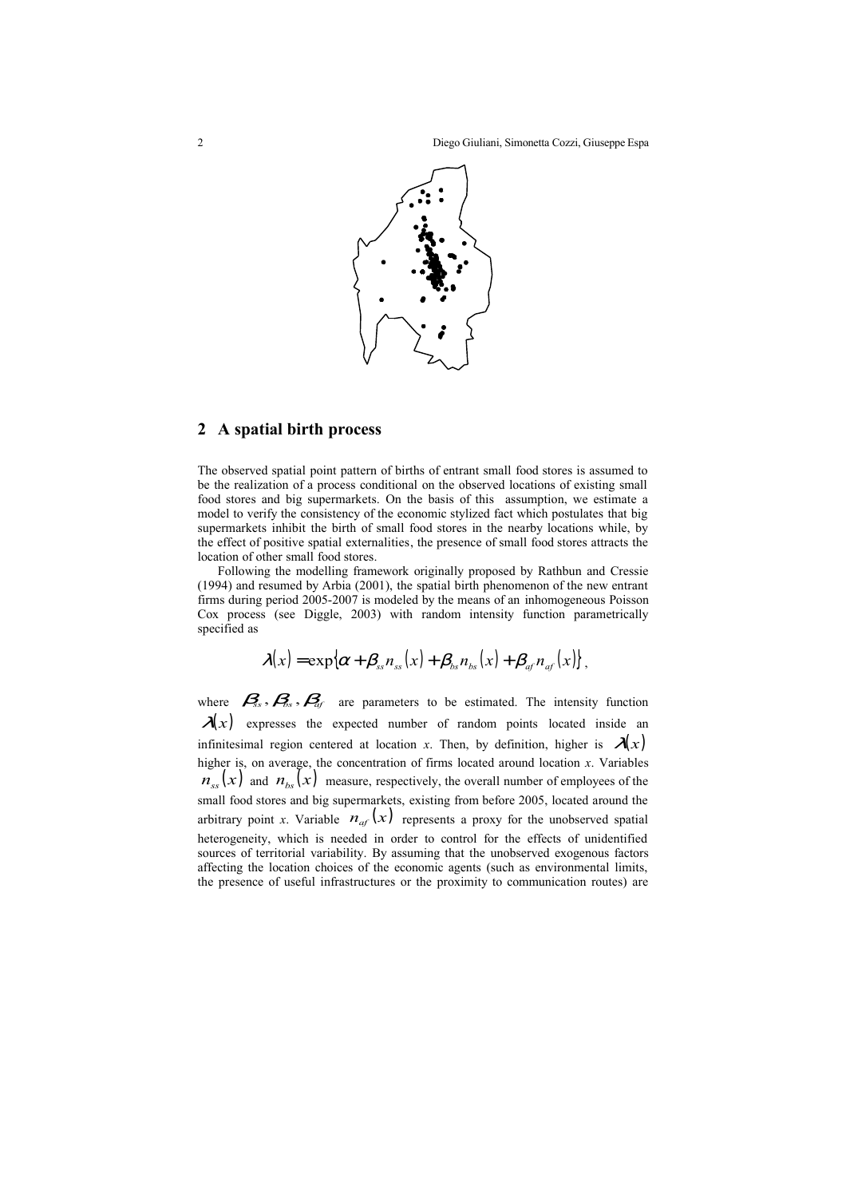## 2 A spatial birth process

The observed spatial point pattern of births of entrant small food stores is assumed to be the realization of a process conditional on the observed locations of existing small food stores and big supermarkets. On the basis of this assumption, we estimate a model to verify the consistency of the economic stylized fact which postulates that big supermarkets inhibit the birth of small food stores in the nearby locations while, by the effect of positive spatial externalities, the presence of small food stores attracts the location of other small food stores.

Following the modelling framework originally proposed by Rathbun and Cressie (1994) and resumed by Arbia (2001), the spatial birth phenomenon of the new entrant firms during period 2005-2007 is modeled by the means of an inhomogeneous Poisson Cox process (see Diggle, 2003) with random intensity function parametrically specified as

$$\lambda(x) = \exp\{\alpha + \beta_{ss} n_{ss}(x) + \beta_{bs} n_{bs}(x) + \beta_{af} n_{af}(x)\},$$

where $\beta_{ss}, \beta_{bs}, \beta_{af}$ are parameters to be estimated. The intensity function $\lambda(x)$ expresses the expected number of random points located inside an infinitesimal region centered at location *x*. Then, by definition, higher is $\lambda(x)$ higher is, on average, the concentration of firms located around location *x*. Variables $n_{ss}(x)$ and $n_{bs}(x)$ measure, respectively, the overall number of employees of the small food stores and big supermarkets, existing from before 2005, located around the arbitrary point *x*. Variable $n_{af}(x)$ represents a proxy for the unobserved spatial heterogeneity, which is needed in order to control for the effects of unidentified sources of territorial variability. By assuming that the unobserved exogenous factors affecting the location choices of the economic agents (such as environmental limits, the presence of useful infrastructures or the proximity to communication routes) are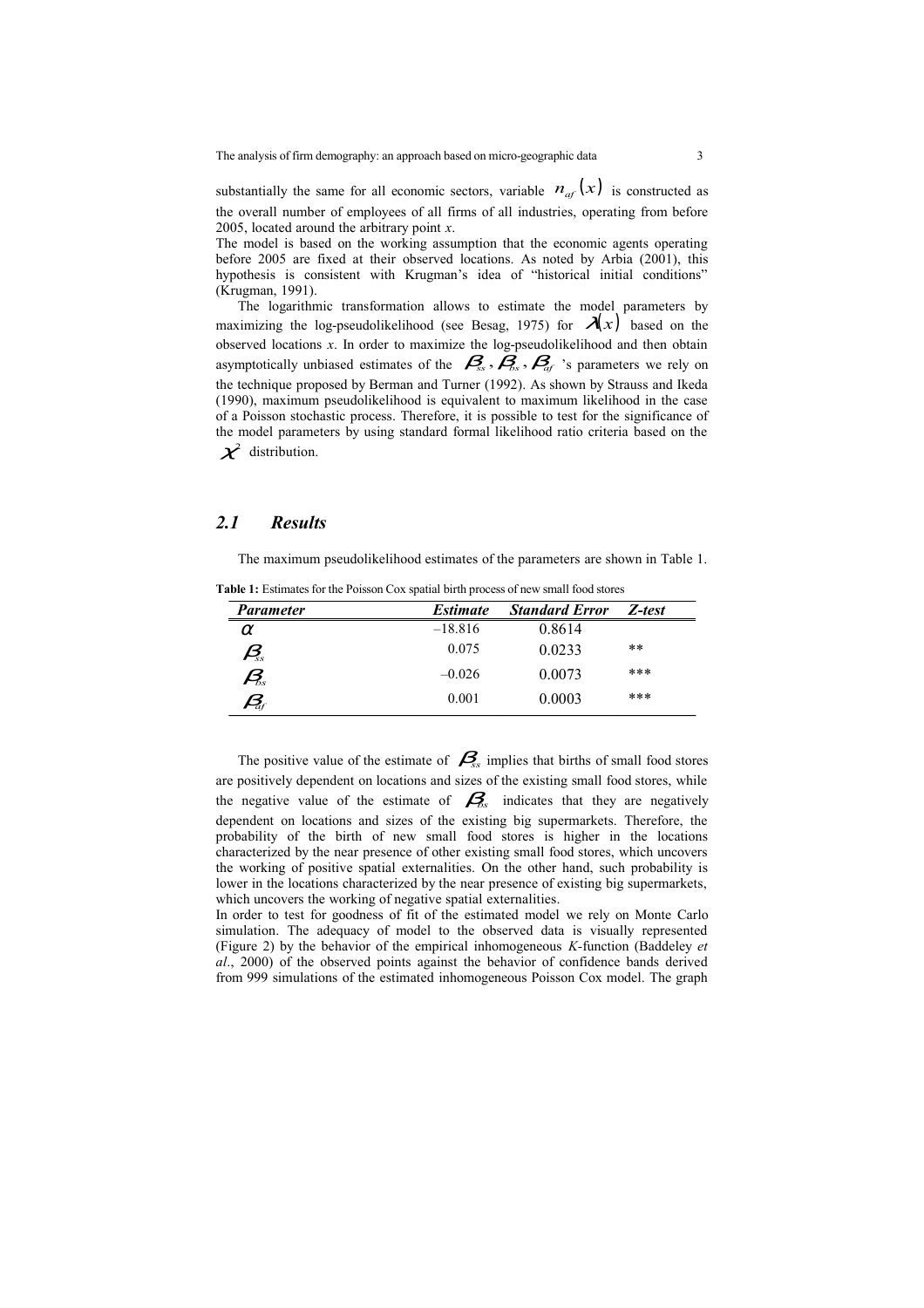substantially the same for all economic sectors, variable $n_{af}(x)$ is constructed as the overall number of employees of all firms of all industries, operating from before 2005, located around the arbitrary point *x*.

The model is based on the working assumption that the economic agents operating before 2005 are fixed at their observed locations. As noted by Arbia (2001), this hypothesis is consistent with Krugman's idea of "historical initial conditions" (Krugman, 1991).

The logarithmic transformation allows to estimate the model parameters by maximizing the log-pseudolikelihood (see Besag, 1975) for $\lambda(x)$ based on the observed locations *x*. In order to maximize the log-pseudolikelihood and then obtain asymptotically unbiased estimates of the $\beta_{ss}, \beta_{bs}, \beta_{af}$ 's parameters we rely on the technique proposed by Berman and Turner (1992). As shown by Strauss and Ikeda (1990), maximum pseudolikelihood is equivalent to maximum likelihood in the case of a Poisson stochastic process. Therefore, it is possible to test for the significance of the model parameters by using standard formal likelihood ratio criteria based on the $\chi^2$ distribution.

## *2.1 Results*

The maximum pseudolikelihood estimates of the parameters are shown in Table 1.

**Table 1:** Estimates for the Poisson Cox spatial birth process of new small food stores

| *Parameter* | *Estimate* | *Standard Error* | *Z-test* |
|---|---|---|---|
| $\alpha$ | –18.816 | 0.8614 | |
| $\beta_{ss}$ | 0.075 | 0.0233 | ** |
| $\beta_{bs}$ | –0.026 | 0.0073 | *** |
| $\beta_{af}$ | 0.001 | 0.0003 | *** |

The positive value of the estimate of $\beta_{ss}$ implies that births of small food stores are positively dependent on locations and sizes of the existing small food stores, while the negative value of the estimate of $\beta_{bs}$ indicates that they are negatively dependent on locations and sizes of the existing big supermarkets. Therefore, the probability of the birth of new small food stores is higher in the locations characterized by the near presence of other existing small food stores, which uncovers the working of positive spatial externalities. On the other hand, such probability is lower in the locations characterized by the near presence of existing big supermarkets, which uncovers the working of negative spatial externalities.

In order to test for goodness of fit of the estimated model we rely on Monte Carlo simulation. The adequacy of model to the observed data is visually represented (Figure 2) by the behavior of the empirical inhomogeneous *K*-function (Baddeley *et al*., 2000) of the observed points against the behavior of confidence bands derived from 999 simulations of the estimated inhomogeneous Poisson Cox model. The graph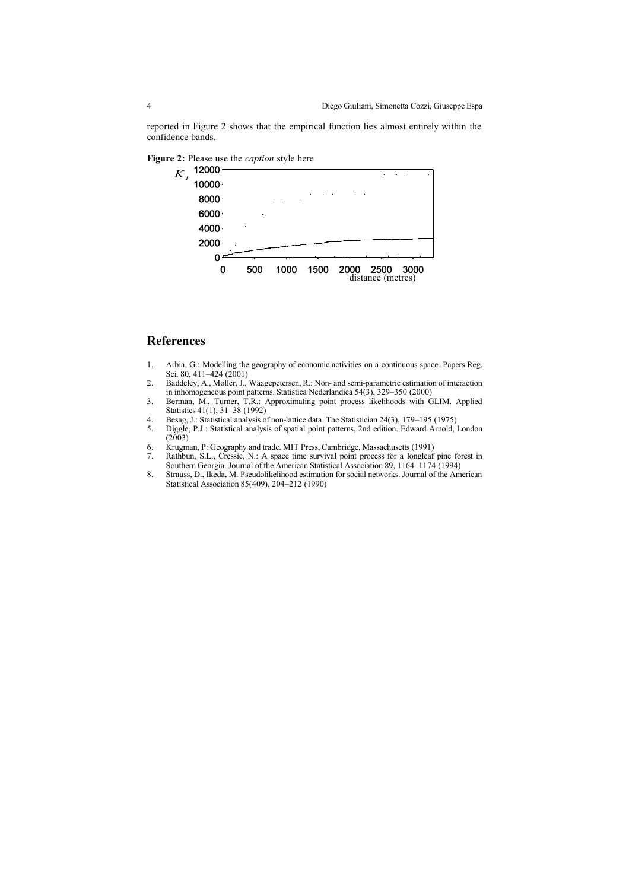reported in Figure 2 shows that the empirical function lies almost entirely within the confidence bands.

**Figure 2:** Please use the *caption* style here

$K_I$

12000
10000
8000
6000
4000
2000
0

0 500 1000 1500 2000 2500 3000

distance (metres)

## References

1. Arbia, G.: Modelling the geography of economic activities on a continuous space. Papers Reg. Sci. 80, 411–424 (2001)
2. Baddeley, A., Møller, J., Waagepetersen, R.: Non- and semi-parametric estimation of interaction in inhomogeneous point patterns. Statistica Nederlandica 54(3), 329–350 (2000)
3. Berman, M., Turner, T.R.: Approximating point process likelihoods with GLIM. Applied Statistics 41(1), 31–38 (1992)
4. Besag, J.: Statistical analysis of non-lattice data. The Statistician 24(3), 179–195 (1975)
5. Diggle, P.J.: Statistical analysis of spatial point patterns, 2nd edition. Edward Arnold, London (2003)
6. Krugman, P: Geography and trade. MIT Press, Cambridge, Massachusetts (1991)
7. Rathbun, S.L., Cressie, N.: A space time survival point process for a longleaf pine forest in Southern Georgia. Journal of the American Statistical Association 89, 1164–1174 (1994)
8. Strauss, D., Ikeda, M. Pseudolikelihood estimation for social networks. Journal of the American Statistical Association 85(409), 204–212 (1990)